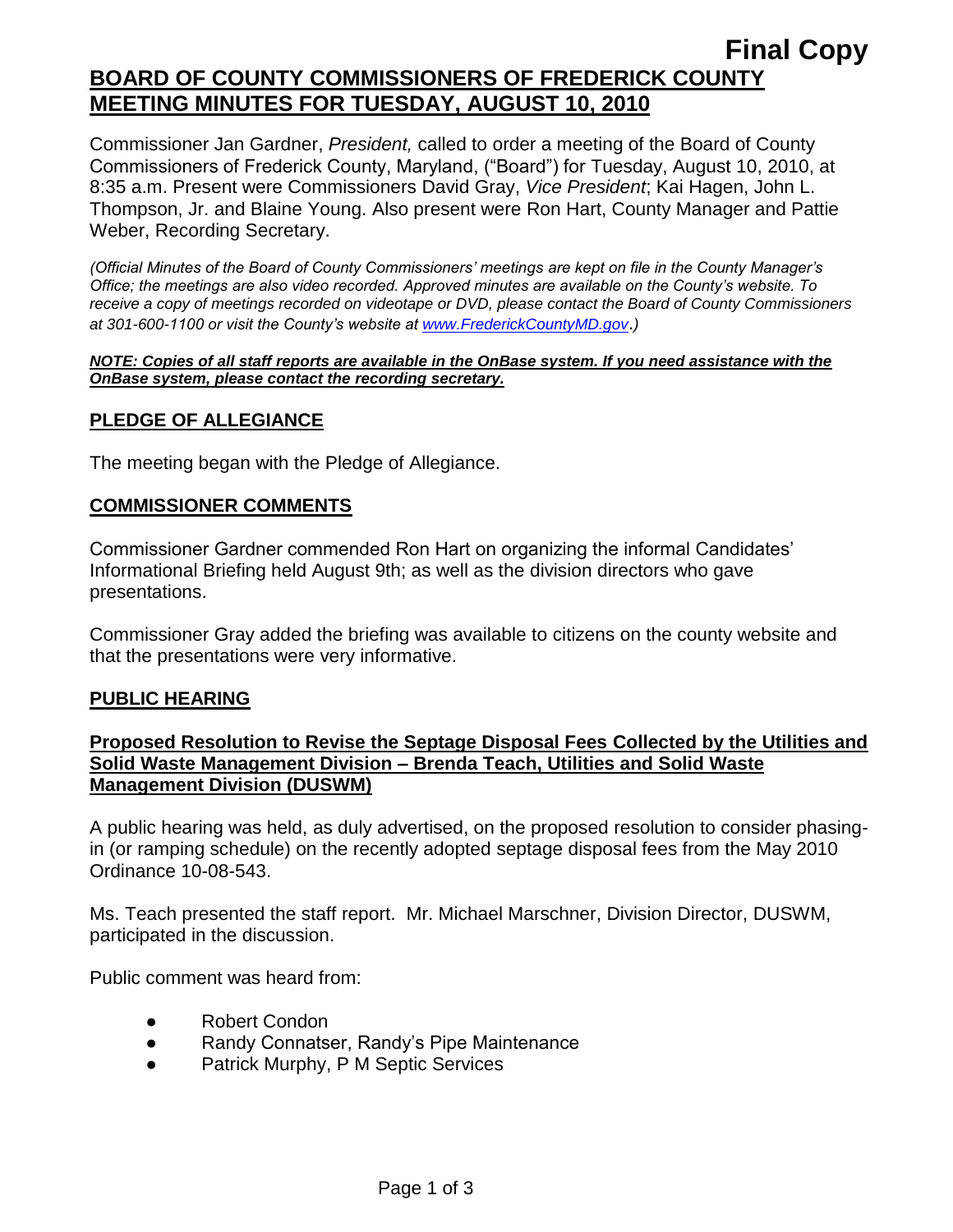**Final Copy**

# BOARD OF COUNTY COMMISSIONERS OF FREDERICK COUNTY MEETING MINUTES FOR TUESDAY, AUGUST 10, 2010

Commissioner Jan Gardner, *President,* called to order a meeting of the Board of County Commissioners of Frederick County, Maryland, ("Board") for Tuesday, August 10, 2010, at 8:35 a.m. Present were Commissioners David Gray, *Vice President*; Kai Hagen, John L. Thompson, Jr. and Blaine Young. Also present were Ron Hart, County Manager and Pattie Weber, Recording Secretary.

*(Official Minutes of the Board of County Commissioners' meetings are kept on file in the County Manager's Office; the meetings are also video recorded. Approved minutes are available on the County's website. To receive a copy of meetings recorded on videotape or DVD, please contact the Board of County Commissioners at 301-600-1100 or visit the County's website at www.FrederickCountyMD.gov.)*

***NOTE: Copies of all staff reports are available in the OnBase system. If you need assistance with the OnBase system, please contact the recording secretary.***

## PLEDGE OF ALLEGIANCE

The meeting began with the Pledge of Allegiance.

## COMMISSIONER COMMENTS

Commissioner Gardner commended Ron Hart on organizing the informal Candidates' Informational Briefing held August 9th; as well as the division directors who gave presentations.

Commissioner Gray added the briefing was available to citizens on the county website and that the presentations were very informative.

## PUBLIC HEARING

### Proposed Resolution to Revise the Septage Disposal Fees Collected by the Utilities and Solid Waste Management Division – Brenda Teach, Utilities and Solid Waste Management Division (DUSWM)

A public hearing was held, as duly advertised, on the proposed resolution to consider phasing-in (or ramping schedule) on the recently adopted septage disposal fees from the May 2010 Ordinance 10-08-543.

Ms. Teach presented the staff report. Mr. Michael Marschner, Division Director, DUSWM, participated in the discussion.

Public comment was heard from:

- Robert Condon
- Randy Connatser, Randy's Pipe Maintenance
- Patrick Murphy, P M Septic Services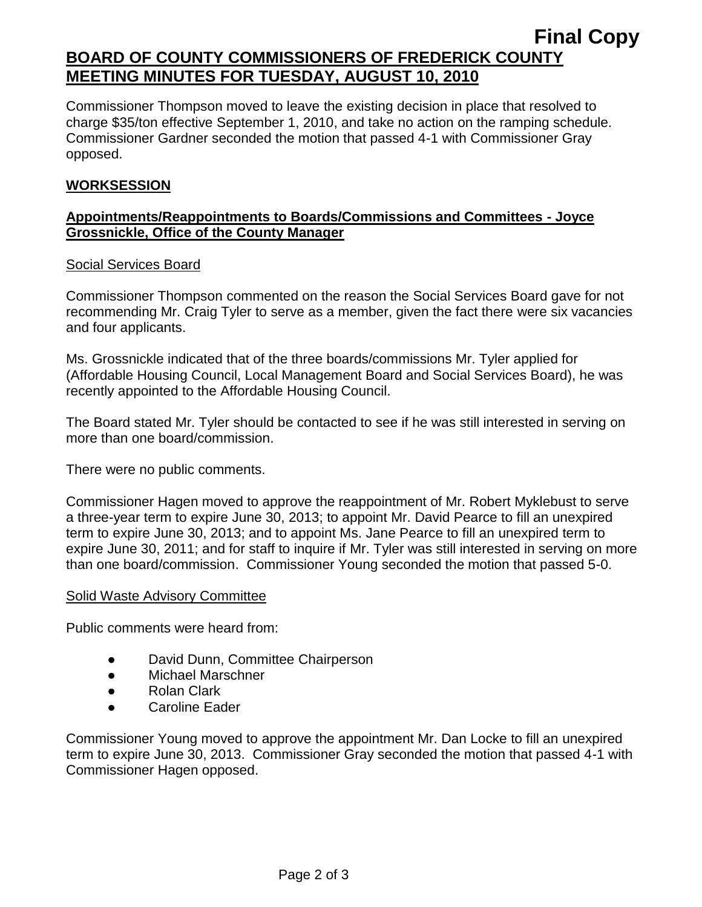Commissioner Thompson moved to leave the existing decision in place that resolved to charge $35/ton effective September 1, 2010, and take no action on the ramping schedule. Commissioner Gardner seconded the motion that passed 4-1 with Commissioner Gray opposed.

## WORKSESSION

### Appointments/Reappointments to Boards/Commissions and Committees - Joyce Grossnickle, Office of the County Manager

Social Services Board

Commissioner Thompson commented on the reason the Social Services Board gave for not recommending Mr. Craig Tyler to serve as a member, given the fact there were six vacancies and four applicants.

Ms. Grossnickle indicated that of the three boards/commissions Mr. Tyler applied for (Affordable Housing Council, Local Management Board and Social Services Board), he was recently appointed to the Affordable Housing Council.

The Board stated Mr. Tyler should be contacted to see if he was still interested in serving on more than one board/commission.

There were no public comments.

Commissioner Hagen moved to approve the reappointment of Mr. Robert Myklebust to serve a three-year term to expire June 30, 2013; to appoint Mr. David Pearce to fill an unexpired term to expire June 30, 2013; and to appoint Ms. Jane Pearce to fill an unexpired term to expire June 30, 2011; and for staff to inquire if Mr. Tyler was still interested in serving on more than one board/commission. Commissioner Young seconded the motion that passed 5-0.

Solid Waste Advisory Committee

Public comments were heard from:

- David Dunn, Committee Chairperson
- Michael Marschner
- Rolan Clark
- Caroline Eader

Commissioner Young moved to approve the appointment Mr. Dan Locke to fill an unexpired term to expire June 30, 2013. Commissioner Gray seconded the motion that passed 4-1 with Commissioner Hagen opposed.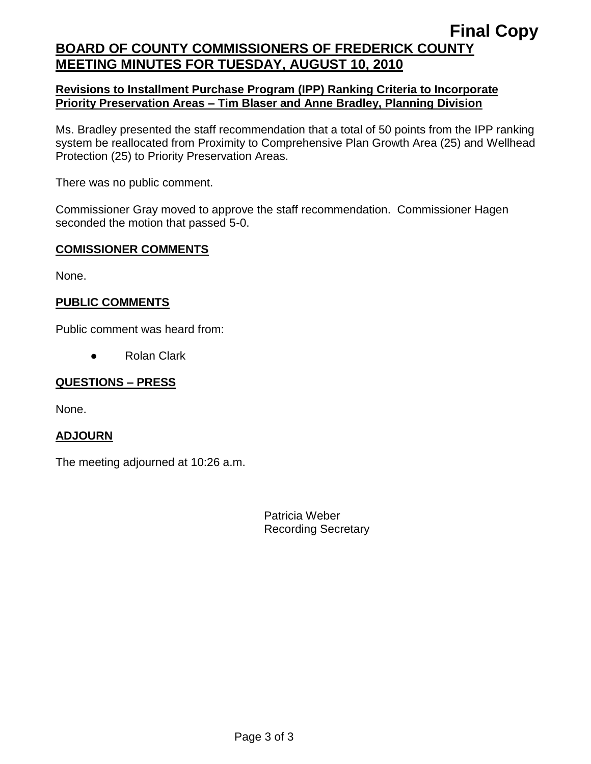**Final Copy**

**BOARD OF COUNTY COMMISSIONERS OF FREDERICK COUNTY MEETING MINUTES FOR TUESDAY, AUGUST 10, 2010**

**Revisions to Installment Purchase Program (IPP) Ranking Criteria to Incorporate Priority Preservation Areas – Tim Blaser and Anne Bradley, Planning Division**

Ms. Bradley presented the staff recommendation that a total of 50 points from the IPP ranking system be reallocated from Proximity to Comprehensive Plan Growth Area (25) and Wellhead Protection (25) to Priority Preservation Areas.

There was no public comment.

Commissioner Gray moved to approve the staff recommendation. Commissioner Hagen seconded the motion that passed 5-0.

## COMISSIONER COMMENTS

None.

## PUBLIC COMMENTS

Public comment was heard from:

- Rolan Clark

## QUESTIONS – PRESS

None.

## ADJOURN

The meeting adjourned at 10:26 a.m.

Patricia Weber
Recording Secretary